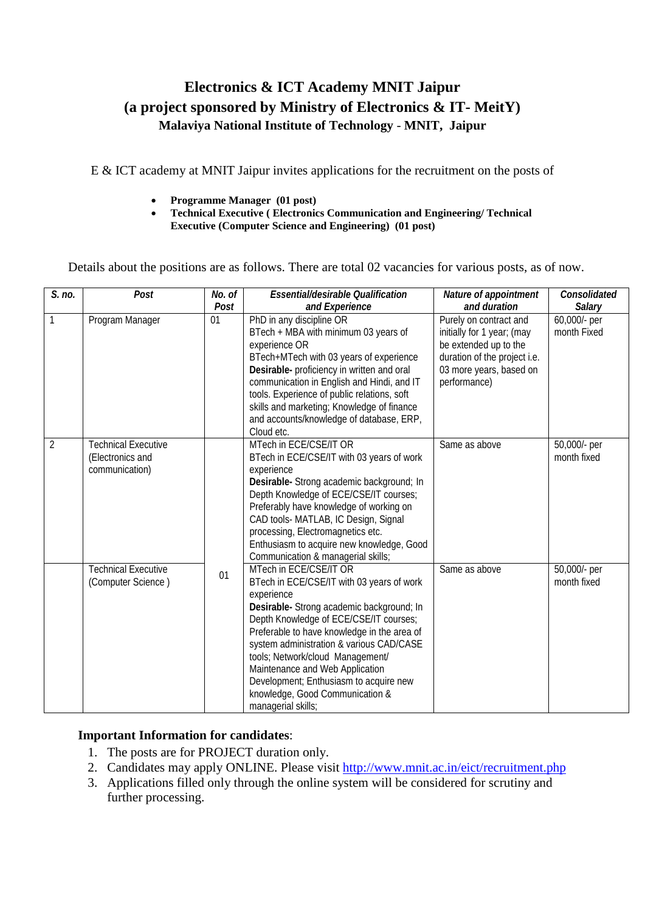# Electronics & ICT Academy MNIT Jaipur
# (a project sponsored by Ministry of Electronics & IT- MeitY)
### Malaviya National Institute of Technology - MNIT, Jaipur

E & ICT academy at MNIT Jaipur invites applications for the recruitment on the posts of

- **Programme Manager (01 post)**
- **Technical Executive ( Electronics Communication and Engineering/ Technical Executive (Computer Science and Engineering) (01 post)**

Details about the positions are as follows. There are total 02 vacancies for various posts, as of now.

| *S. no.* | *Post* | *No. of Post* | *Essential/desirable Qualification and Experience* | *Nature of appointment and duration* | *Consolidated Salary* |
|---|---|---|---|---|---|
| 1 | Program Manager | 01 | PhD in any discipline OR<br>BTech + MBA with minimum 03 years of experience OR<br>BTech+MTech with 03 years of experience<br>**Desirable-** proficiency in written and oral communication in English and Hindi, and IT tools. Experience of public relations, soft skills and marketing; Knowledge of finance and accounts/knowledge of database, ERP, Cloud etc. | Purely on contract and initially for 1 year; (may be extended up to the duration of the project i.e. 03 more years, based on performance) | 60,000/- per month Fixed |
| 2 | Technical Executive (Electronics and communication) | 01 | MTech in ECE/CSE/IT OR<br>BTech in ECE/CSE/IT with 03 years of work experience<br>**Desirable-** Strong academic background; In Depth Knowledge of ECE/CSE/IT courses; Preferably have knowledge of working on CAD tools- MATLAB, IC Design, Signal processing, Electromagnetics etc. Enthusiasm to acquire new knowledge, Good Communication & managerial skills; | Same as above | 50,000/- per month fixed |
| | Technical Executive (Computer Science ) | | MTech in ECE/CSE/IT OR<br>BTech in ECE/CSE/IT with 03 years of work experience<br>**Desirable-** Strong academic background; In Depth Knowledge of ECE/CSE/IT courses; Preferable to have knowledge in the area of system administration & various CAD/CASE tools; Network/cloud Management/ Maintenance and Web Application Development; Enthusiasm to acquire new knowledge, Good Communication & managerial skills; | Same as above | 50,000/- per month fixed |

**Important Information for candidates**:

1. The posts are for PROJECT duration only.
2. Candidates may apply ONLINE. Please visit http://www.mnit.ac.in/eict/recruitment.php
3. Applications filled only through the online system will be considered for scrutiny and further processing.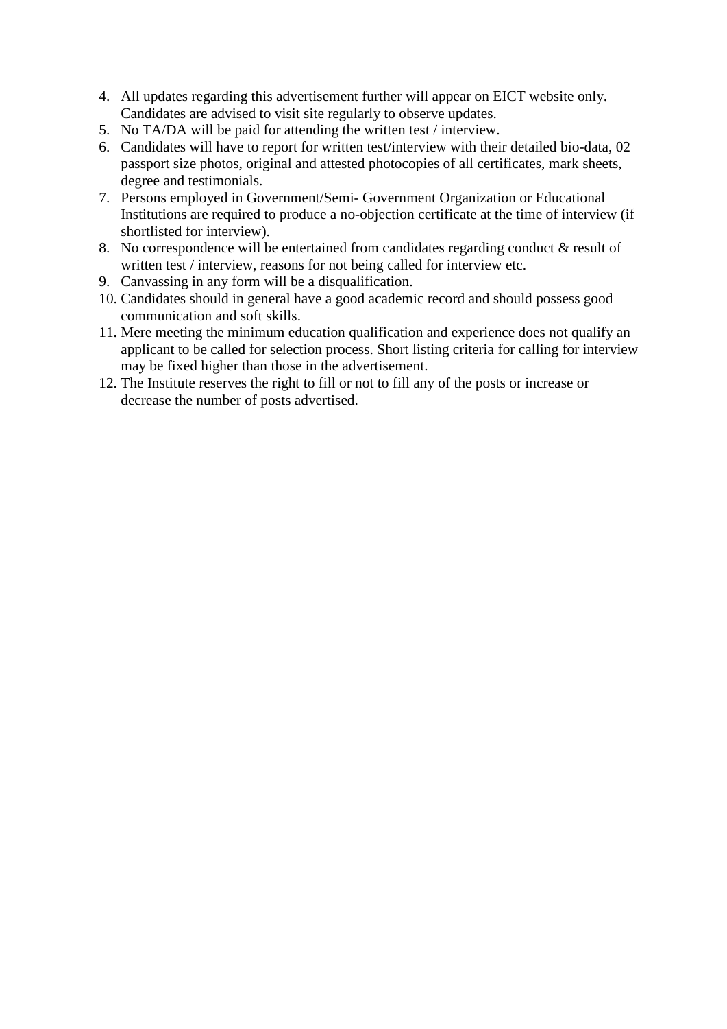4. All updates regarding this advertisement further will appear on EICT website only. Candidates are advised to visit site regularly to observe updates.
5. No TA/DA will be paid for attending the written test / interview.
6. Candidates will have to report for written test/interview with their detailed bio-data, 02 passport size photos, original and attested photocopies of all certificates, mark sheets, degree and testimonials.
7. Persons employed in Government/Semi- Government Organization or Educational Institutions are required to produce a no-objection certificate at the time of interview (if shortlisted for interview).
8. No correspondence will be entertained from candidates regarding conduct & result of written test / interview, reasons for not being called for interview etc.
9. Canvassing in any form will be a disqualification.
10. Candidates should in general have a good academic record and should possess good communication and soft skills.
11. Mere meeting the minimum education qualification and experience does not qualify an applicant to be called for selection process. Short listing criteria for calling for interview may be fixed higher than those in the advertisement.
12. The Institute reserves the right to fill or not to fill any of the posts or increase or decrease the number of posts advertised.